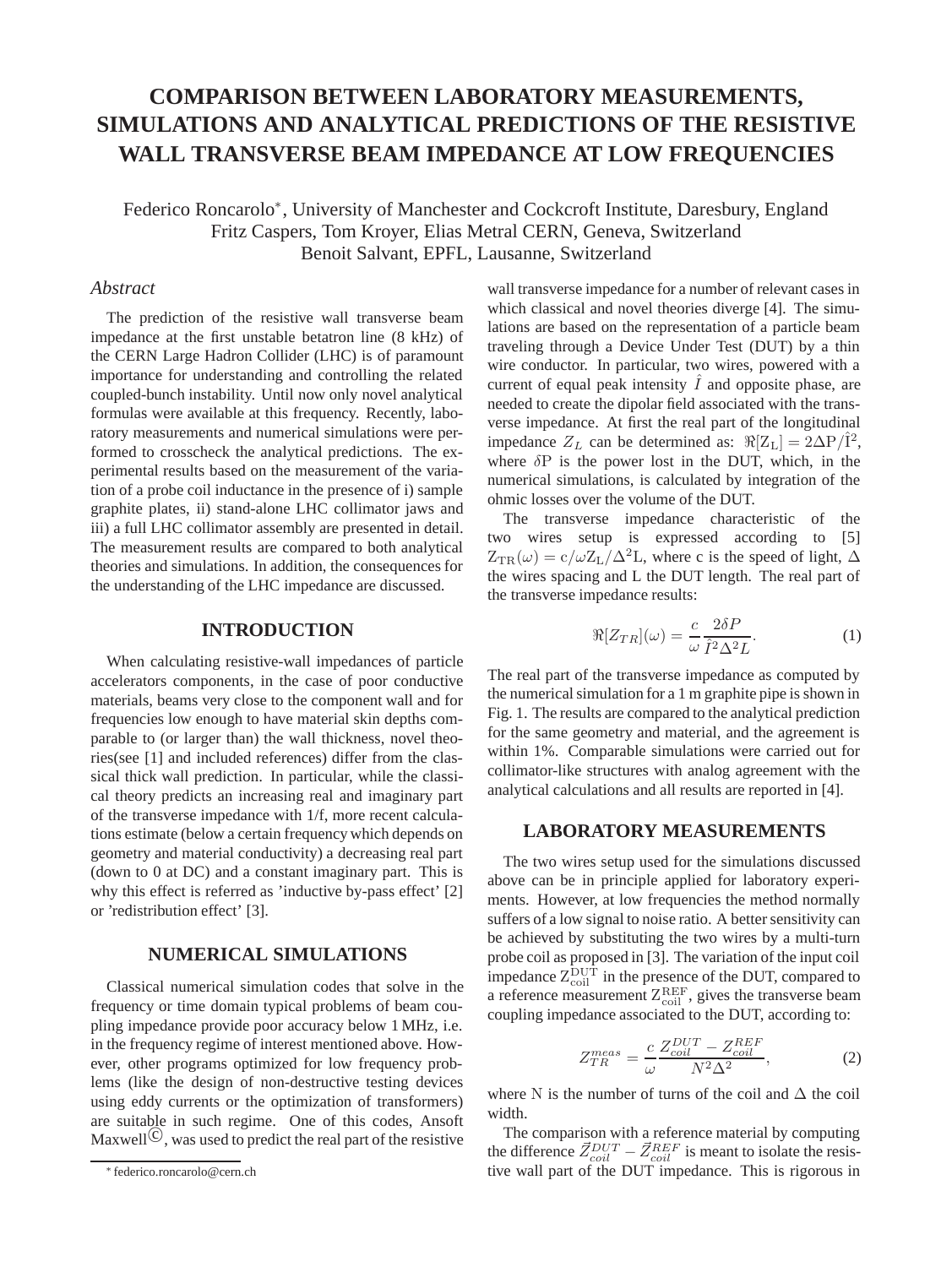# COMPARISON BETWEEN LABORATORY MEASUREMENTS, SIMULATIONS AND ANALYTICAL PREDICTIONS OF THE RESISTIVE WALL TRANSVERSE BEAM IMPEDANCE AT LOW FREQUENCIES

Federico Roncarolo*, University of Manchester and Cockcroft Institute, Daresbury, England
Fritz Caspers, Tom Kroyer, Elias Metral CERN, Geneva, Switzerland
Benoit Salvant, EPFL, Lausanne, Switzerland

### *Abstract*

The prediction of the resistive wall transverse beam impedance at the first unstable betatron line (8 kHz) of the CERN Large Hadron Collider (LHC) is of paramount importance for understanding and controlling the related coupled-bunch instability. Until now only novel analytical formulas were available at this frequency. Recently, laboratory measurements and numerical simulations were performed to crosscheck the analytical predictions. The experimental results based on the measurement of the variation of a probe coil inductance in the presence of i) sample graphite plates, ii) stand-alone LHC collimator jaws and iii) a full LHC collimator assembly are presented in detail. The measurement results are compared to both analytical theories and simulations. In addition, the consequences for the understanding of the LHC impedance are discussed.

## INTRODUCTION

When calculating resistive-wall impedances of particle accelerators components, in the case of poor conductive materials, beams very close to the component wall and for frequencies low enough to have material skin depths comparable to (or larger than) the wall thickness, novel theories(see [1] and included references) differ from the classical thick wall prediction. In particular, while the classical theory predicts an increasing real and imaginary part of the transverse impedance with 1/f, more recent calculations estimate (below a certain frequency which depends on geometry and material conductivity) a decreasing real part (down to 0 at DC) and a constant imaginary part. This is why this effect is referred as 'inductive by-pass effect' [2] or 'redistribution effect' [3].

## NUMERICAL SIMULATIONS

Classical numerical simulation codes that solve in the frequency or time domain typical problems of beam coupling impedance provide poor accuracy below 1 MHz, i.e. in the frequency regime of interest mentioned above. However, other programs optimized for low frequency problems (like the design of non-destructive testing devices using eddy currents or the optimization of transformers) are suitable in such regime. One of this codes, Ansoft Maxwell©, was used to predict the real part of the resistive wall transverse impedance for a number of relevant cases in which classical and novel theories diverge [4]. The simulations are based on the representation of a particle beam traveling through a Device Under Test (DUT) by a thin wire conductor. In particular, two wires, powered with a current of equal peak intensity $\hat{I}$ and opposite phase, are needed to create the dipolar field associated with the transverse impedance. At first the real part of the longitudinal impedance $Z_L$ can be determined as: $\Re[Z_L] = 2\Delta P/\hat{I}^2$, where $\delta P$ is the power lost in the DUT, which, in the numerical simulations, is calculated by integration of the ohmic losses over the volume of the DUT.

The transverse impedance characteristic of the two wires setup is expressed according to [5] $Z_{TR}(\omega) = c/\omega Z_L/\Delta^2 L$, where c is the speed of light, $\Delta$ the wires spacing and L the DUT length. The real part of the transverse impedance results:

$$\Re[Z_{TR}](\omega) = \frac{c}{\omega}\frac{2\delta P}{\hat{I}^2\Delta^2 L}. \quad (1)$$

The real part of the transverse impedance as computed by the numerical simulation for a 1 m graphite pipe is shown in Fig. 1. The results are compared to the analytical prediction for the same geometry and material, and the agreement is within 1%. Comparable simulations were carried out for collimator-like structures with analog agreement with the analytical calculations and all results are reported in [4].

## LABORATORY MEASUREMENTS

The two wires setup used for the simulations discussed above can be in principle applied for laboratory experiments. However, at low frequencies the method normally suffers of a low signal to noise ratio. A better sensitivity can be achieved by substituting the two wires by a multi-turn probe coil as proposed in [3]. The variation of the input coil impedance $Z_{coil}^{DUT}$ in the presence of the DUT, compared to a reference measurement $Z_{coil}^{REF}$, gives the transverse beam coupling impedance associated to the DUT, according to:

$$Z_{TR}^{meas} = \frac{c}{\omega}\frac{Z_{coil}^{DUT} - Z_{coil}^{REF}}{N^2\Delta^2}, \quad (2)$$

where N is the number of turns of the coil and $\Delta$ the coil width.

The comparison with a reference material by computing the difference $\vec{Z}_{coil}^{DUT} - \vec{Z}_{coil}^{REF}$ is meant to isolate the resistive wall part of the DUT impedance. This is rigorous in

* federico.roncarolo@cern.ch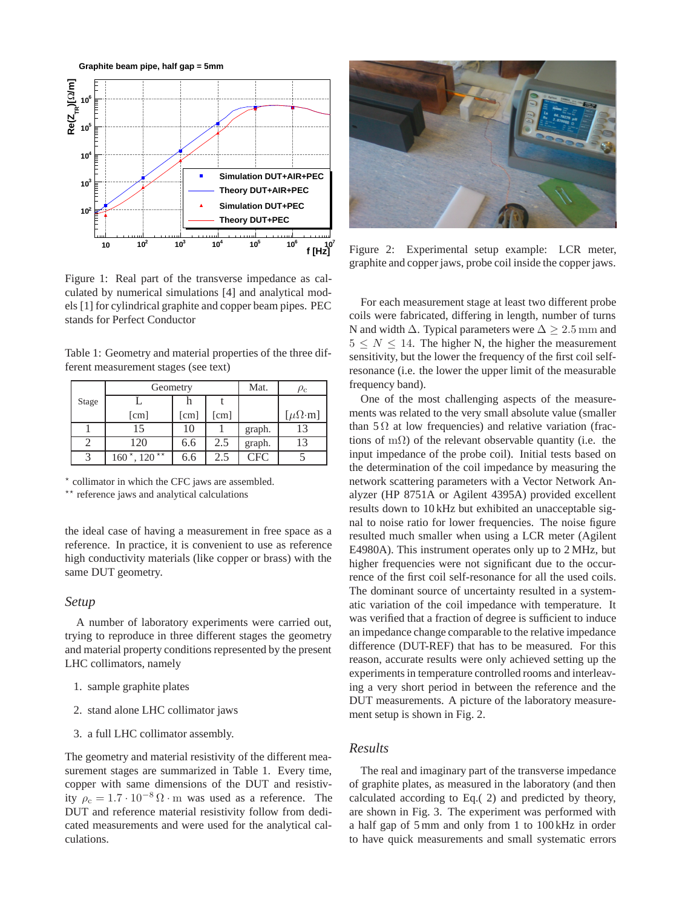Figure 1: Real part of the transverse impedance as calculated by numerical simulations [4] and analytical models [1] for cylindrical graphite and copper beam pipes. PEC stands for Perfect Conductor

Table 1: Geometry and material properties of the three different measurement stages (see text)

| Stage | Geometry | | | Mat. | $\rho_c$ |
|---|---|---|---|---|---|
| | L [cm] | h [cm] | t [cm] | | [$\mu\Omega{\cdot}$m] |
| 1 | 15 | 10 | 1 | graph. | 13 |
| 2 | 120 | 6.6 | 2.5 | graph. | 13 |
| 3 | 160 *, 120 ** | 6.6 | 2.5 | CFC | 5 |

* collimator in which the CFC jaws are assembled.
** reference jaws and analytical calculations

the ideal case of having a measurement in free space as a reference. In practice, it is convenient to use as reference high conductivity materials (like copper or brass) with the same DUT geometry.

### Setup

A number of laboratory experiments were carried out, trying to reproduce in three different stages the geometry and material property conditions represented by the present LHC collimators, namely

1. sample graphite plates
2. stand alone LHC collimator jaws
3. a full LHC collimator assembly.

The geometry and material resistivity of the different measurement stages are summarized in Table 1. Every time, copper with same dimensions of the DUT and resistivity $\rho_c = 1.7 \cdot 10^{-8}\,\Omega \cdot \mathrm{m}$ was used as a reference. The DUT and reference material resistivity follow from dedicated measurements and were used for the analytical calculations.

Figure 2: Experimental setup example: LCR meter, graphite and copper jaws, probe coil inside the copper jaws.

For each measurement stage at least two different probe coils were fabricated, differing in length, number of turns N and width $\Delta$. Typical parameters were $\Delta \geq 2.5\,\mathrm{mm}$ and $5 \leq N \leq 14$. The higher N, the higher the measurement sensitivity, but the lower the frequency of the first coil self-resonance (i.e. the lower the upper limit of the measurable frequency band).

One of the most challenging aspects of the measurements was related to the very small absolute value (smaller than $5\,\Omega$ at low frequencies) and relative variation (fractions of $\mathrm{m}\Omega$) of the relevant observable quantity (i.e. the input impedance of the probe coil). Initial tests based on the determination of the coil impedance by measuring the network scattering parameters with a Vector Network Analyzer (HP 8751A or Agilent 4395A) provided excellent results down to 10 kHz but exhibited an unacceptable signal to noise ratio for lower frequencies. The noise figure resulted much smaller when using a LCR meter (Agilent E4980A). This instrument operates only up to 2 MHz, but higher frequencies were not significant due to the occurrence of the first coil self-resonance for all the used coils. The dominant source of uncertainty resulted in a systematic variation of the coil impedance with temperature. It was verified that a fraction of degree is sufficient to induce an impedance change comparable to the relative impedance difference (DUT-REF) that has to be measured. For this reason, accurate results were only achieved setting up the experiments in temperature controlled rooms and interleaving a very short period in between the reference and the DUT measurements. A picture of the laboratory measurement setup is shown in Fig. 2.

### Results

The real and imaginary part of the transverse impedance of graphite plates, as measured in the laboratory (and then calculated according to Eq.( 2) and predicted by theory, are shown in Fig. 3. The experiment was performed with a half gap of 5 mm and only from 1 to 100 kHz in order to have quick measurements and small systematic errors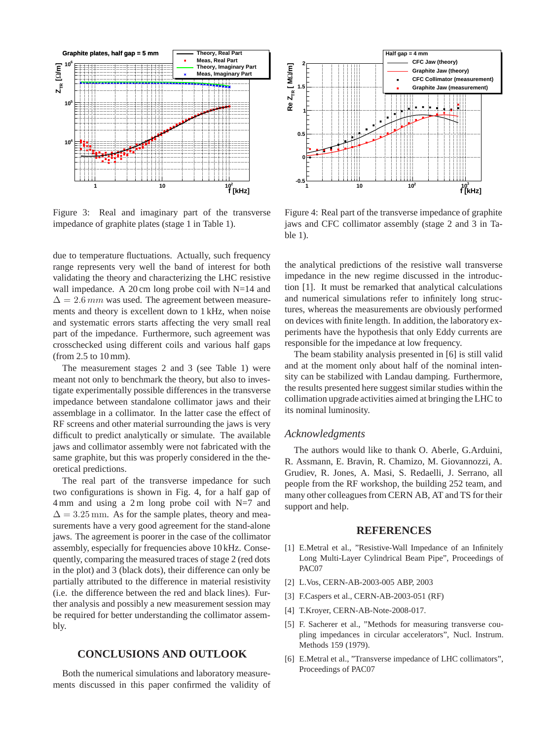Graphite plates, half gap = 5 mm

Theory, Real Part
Meas, Real Part
Theory, Imaginary Part
Meas, Imaginary Part

$Z_{TR}$ [Ω/m]

$10^6$
$10^5$
$10^4$

1
10
$10^2$
f [kHz]

Figure 3: Real and imaginary part of the transverse impedance of graphite plates (stage 1 in Table 1).

Half gap = 4 mm

CFC Jaw (theory)
Graphite Jaw (theory)
CFC Collimator (measurement)
Graphite Jaw (measurement)

Re $Z_{TR}$ [ MΩ/m]

2
1.5
1
0.5
0
-0.5

1
10
$10^2$
$10^3$
f [kHz]

Figure 4: Real part of the transverse impedance of graphite jaws and CFC collimator assembly (stage 2 and 3 in Table 1).

due to temperature fluctuations. Actually, such frequency range represents very well the band of interest for both validating the theory and characterizing the LHC resistive wall impedance. A 20 cm long probe coil with N=14 and $\Delta = 2.6\,mm$ was used. The agreement between measurements and theory is excellent down to 1 kHz, when noise and systematic errors starts affecting the very small real part of the impedance. Furthermore, such agreement was crosschecked using different coils and various half gaps (from 2.5 to 10 mm).

The measurement stages 2 and 3 (see Table 1) were meant not only to benchmark the theory, but also to investigate experimentally possible differences in the transverse impedance between standalone collimator jaws and their assemblage in a collimator. In the latter case the effect of RF screens and other material surrounding the jaws is very difficult to predict analytically or simulate. The available jaws and collimator assembly were not fabricated with the same graphite, but this was properly considered in the theoretical predictions.

The real part of the transverse impedance for such two configurations is shown in Fig. 4, for a half gap of 4 mm and using a 2 m long probe coil with N=7 and $\Delta = 3.25\,\mathrm{mm}$. As for the sample plates, theory and measurements have a very good agreement for the stand-alone jaws. The agreement is poorer in the case of the collimator assembly, especially for frequencies above 10 kHz. Consequently, comparing the measured traces of stage 2 (red dots in the plot) and 3 (black dots), their difference can only be partially attributed to the difference in material resistivity (i.e. the difference between the red and black lines). Further analysis and possibly a new measurement session may be required for better understanding the collimator assembly.

## CONCLUSIONS AND OUTLOOK

Both the numerical simulations and laboratory measurements discussed in this paper confirmed the validity of the analytical predictions of the resistive wall transverse impedance in the new regime discussed in the introduction [1]. It must be remarked that analytical calculations and numerical simulations refer to infinitely long structures, whereas the measurements are obviously performed on devices with finite length. In addition, the laboratory experiments have the hypothesis that only Eddy currents are responsible for the impedance at low frequency.

The beam stability analysis presented in [6] is still valid and at the moment only about half of the nominal intensity can be stabilized with Landau damping. Furthermore, the results presented here suggest similar studies within the collimation upgrade activities aimed at bringing the LHC to its nominal luminosity.

### *Acknowledgments*

The authors would like to thank O. Aberle, G.Arduini, R. Assmann, E. Bravin, R. Chamizo, M. Giovannozzi, A. Grudiev, R. Jones, A. Masi, S. Redaelli, J. Serrano, all people from the RF workshop, the building 252 team, and many other colleagues from CERN AB, AT and TS for their support and help.

## REFERENCES

[1] E.Metral et al., "Resistive-Wall Impedance of an Infinitely Long Multi-Layer Cylindrical Beam Pipe", Proceedings of PAC07

[2] L.Vos, CERN-AB-2003-005 ABP, 2003

[3] F.Caspers et al., CERN-AB-2003-051 (RF)

[4] T.Kroyer, CERN-AB-Note-2008-017.

[5] F. Sacherer et al., "Methods for measuring transverse coupling impedances in circular accelerators", Nucl. Instrum. Methods 159 (1979).

[6] E.Metral et al., "Transverse impedance of LHC collimators", Proceedings of PAC07